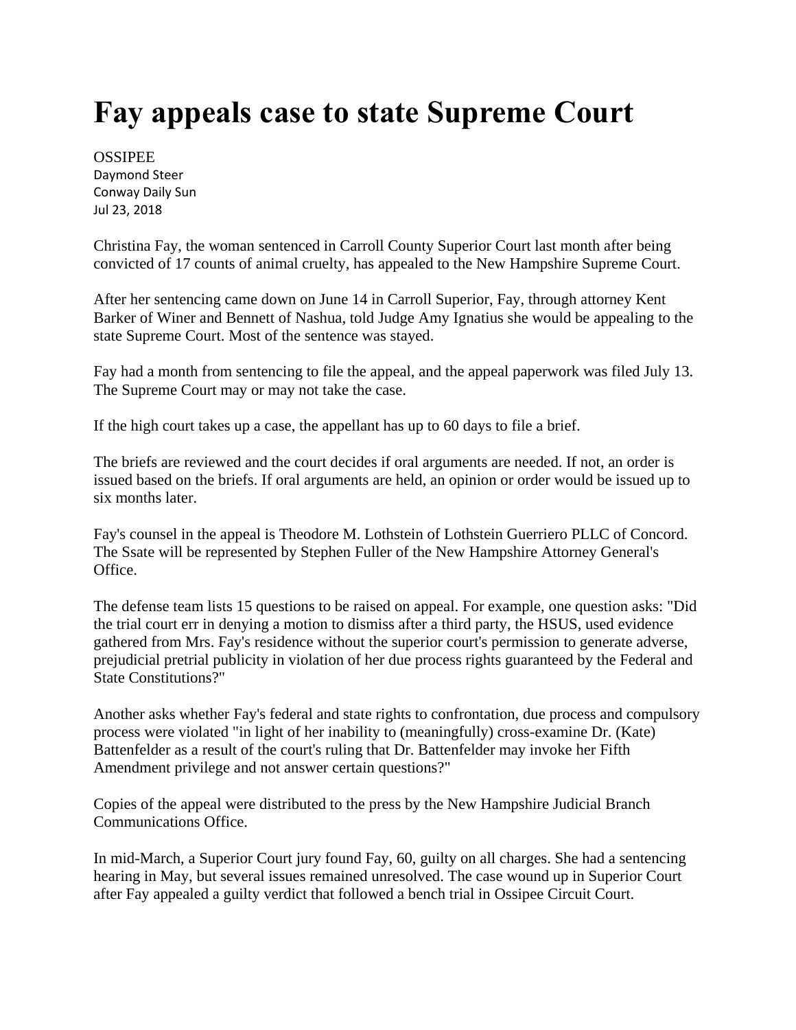# Fay appeals case to state Supreme Court

OSSIPEE
Daymond Steer
Conway Daily Sun
Jul 23, 2018

Christina Fay, the woman sentenced in Carroll County Superior Court last month after being convicted of 17 counts of animal cruelty, has appealed to the New Hampshire Supreme Court.

After her sentencing came down on June 14 in Carroll Superior, Fay, through attorney Kent Barker of Winer and Bennett of Nashua, told Judge Amy Ignatius she would be appealing to the state Supreme Court. Most of the sentence was stayed.

Fay had a month from sentencing to file the appeal, and the appeal paperwork was filed July 13. The Supreme Court may or may not take the case.

If the high court takes up a case, the appellant has up to 60 days to file a brief.

The briefs are reviewed and the court decides if oral arguments are needed. If not, an order is issued based on the briefs. If oral arguments are held, an opinion or order would be issued up to six months later.

Fay's counsel in the appeal is Theodore M. Lothstein of Lothstein Guerriero PLLC of Concord. The Ssate will be represented by Stephen Fuller of the New Hampshire Attorney General's Office.

The defense team lists 15 questions to be raised on appeal. For example, one question asks: "Did the trial court err in denying a motion to dismiss after a third party, the HSUS, used evidence gathered from Mrs. Fay's residence without the superior court's permission to generate adverse, prejudicial pretrial publicity in violation of her due process rights guaranteed by the Federal and State Constitutions?"

Another asks whether Fay's federal and state rights to confrontation, due process and compulsory process were violated "in light of her inability to (meaningfully) cross-examine Dr. (Kate) Battenfelder as a result of the court's ruling that Dr. Battenfelder may invoke her Fifth Amendment privilege and not answer certain questions?"

Copies of the appeal were distributed to the press by the New Hampshire Judicial Branch Communications Office.

In mid-March, a Superior Court jury found Fay, 60, guilty on all charges. She had a sentencing hearing in May, but several issues remained unresolved. The case wound up in Superior Court after Fay appealed a guilty verdict that followed a bench trial in Ossipee Circuit Court.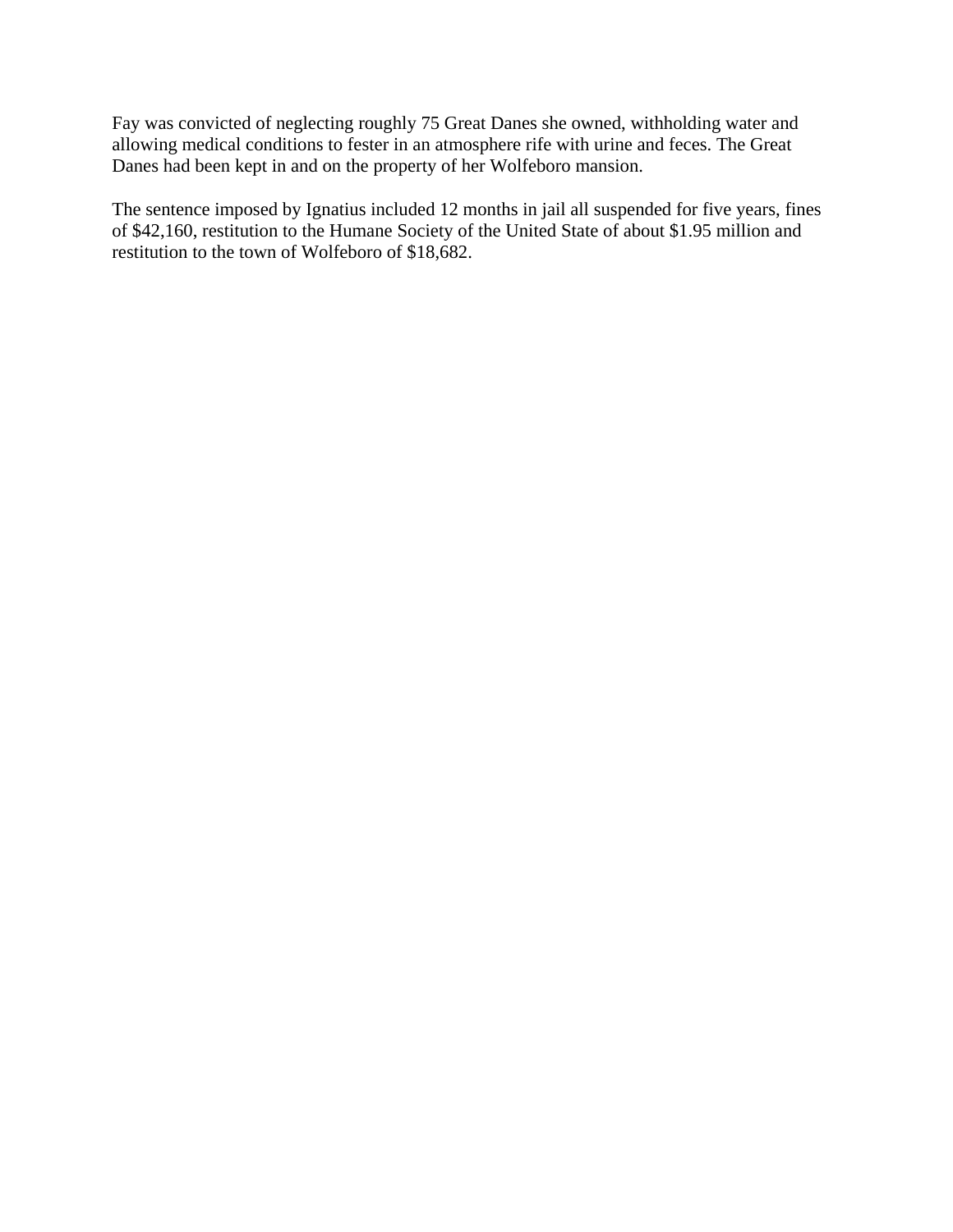Fay was convicted of neglecting roughly 75 Great Danes she owned, withholding water and allowing medical conditions to fester in an atmosphere rife with urine and feces. The Great Danes had been kept in and on the property of her Wolfeboro mansion.

The sentence imposed by Ignatius included 12 months in jail all suspended for five years, fines of $42,160, restitution to the Humane Society of the United State of about $1.95 million and restitution to the town of Wolfeboro of $18,682.